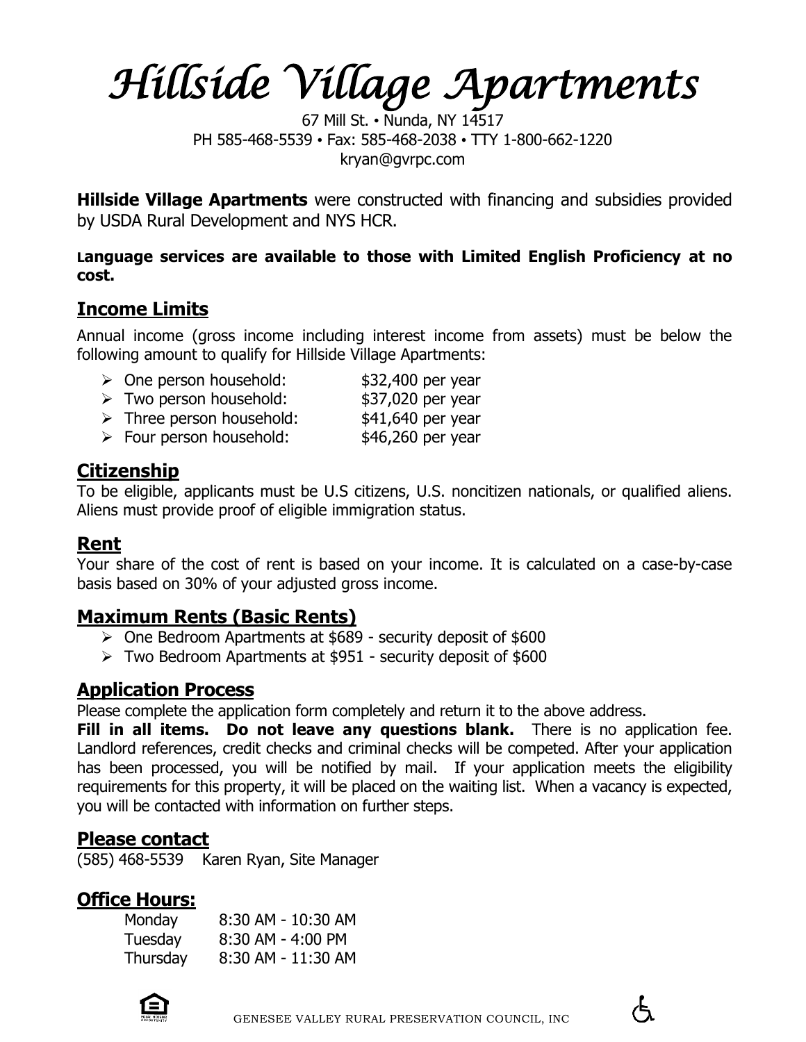# Hillside Village Apartments

67 Mill St. • Nunda, NY 14517
PH 585-468-5539 • Fax: 585-468-2038 • TTY 1-800-662-1220
kryan@gvrpc.com

**Hillside Village Apartments** were constructed with financing and subsidies provided by USDA Rural Development and NYS HCR.

**Language services are available to those with Limited English Proficiency at no cost.**

## Income Limits

Annual income (gross income including interest income from assets) must be below the following amount to qualify for Hillside Village Apartments:

- One person household: $32,400 per year
- Two person household: $37,020 per year
- Three person household: $41,640 per year
- Four person household: $46,260 per year

## Citizenship

To be eligible, applicants must be U.S citizens, U.S. noncitizen nationals, or qualified aliens. Aliens must provide proof of eligible immigration status.

## Rent

Your share of the cost of rent is based on your income. It is calculated on a case-by-case basis based on 30% of your adjusted gross income.

## Maximum Rents (Basic Rents)

- One Bedroom Apartments at $689 - security deposit of $600
- Two Bedroom Apartments at $951 - security deposit of $600

## Application Process

Please complete the application form completely and return it to the above address.
**Fill in all items. Do not leave any questions blank.** There is no application fee. Landlord references, credit checks and criminal checks will be competed. After your application has been processed, you will be notified by mail. If your application meets the eligibility requirements for this property, it will be placed on the waiting list. When a vacancy is expected, you will be contacted with information on further steps.

## Please contact

(585) 468-5539 Karen Ryan, Site Manager

## Office Hours:

| | |
|---|---|
| Monday | 8:30 AM - 10:30 AM |
| Tuesday | 8:30 AM - 4:00 PM |
| Thursday | 8:30 AM - 11:30 AM |

GENESEE VALLEY RURAL PRESERVATION COUNCIL, INC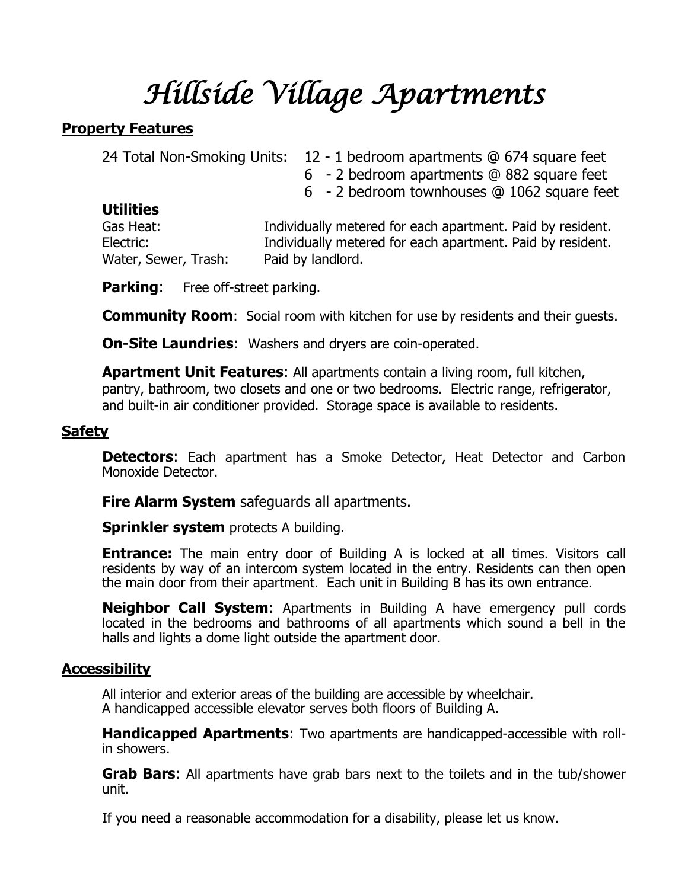# Hillside Village Apartments

## Property Features

24 Total Non-Smoking Units:
- 12 - 1 bedroom apartments @ 674 square feet
- 6 - 2 bedroom apartments @ 882 square feet
- 6 - 2 bedroom townhouses @ 1062 square feet

### Utilities

| | |
|---|---|
| Gas Heat: | Individually metered for each apartment. Paid by resident. |
| Electric: | Individually metered for each apartment. Paid by resident. |
| Water, Sewer, Trash: | Paid by landlord. |

**Parking**: Free off-street parking.

**Community Room**: Social room with kitchen for use by residents and their guests.

**On-Site Laundries**: Washers and dryers are coin-operated.

**Apartment Unit Features**: All apartments contain a living room, full kitchen, pantry, bathroom, two closets and one or two bedrooms. Electric range, refrigerator, and built-in air conditioner provided. Storage space is available to residents.

## Safety

**Detectors**: Each apartment has a Smoke Detector, Heat Detector and Carbon Monoxide Detector.

**Fire Alarm System** safeguards all apartments.

**Sprinkler system** protects A building.

**Entrance:** The main entry door of Building A is locked at all times. Visitors call residents by way of an intercom system located in the entry. Residents can then open the main door from their apartment. Each unit in Building B has its own entrance.

**Neighbor Call System**: Apartments in Building A have emergency pull cords located in the bedrooms and bathrooms of all apartments which sound a bell in the halls and lights a dome light outside the apartment door.

## Accessibility

All interior and exterior areas of the building are accessible by wheelchair.
A handicapped accessible elevator serves both floors of Building A.

**Handicapped Apartments**: Two apartments are handicapped-accessible with roll-in showers.

**Grab Bars**: All apartments have grab bars next to the toilets and in the tub/shower unit.

If you need a reasonable accommodation for a disability, please let us know.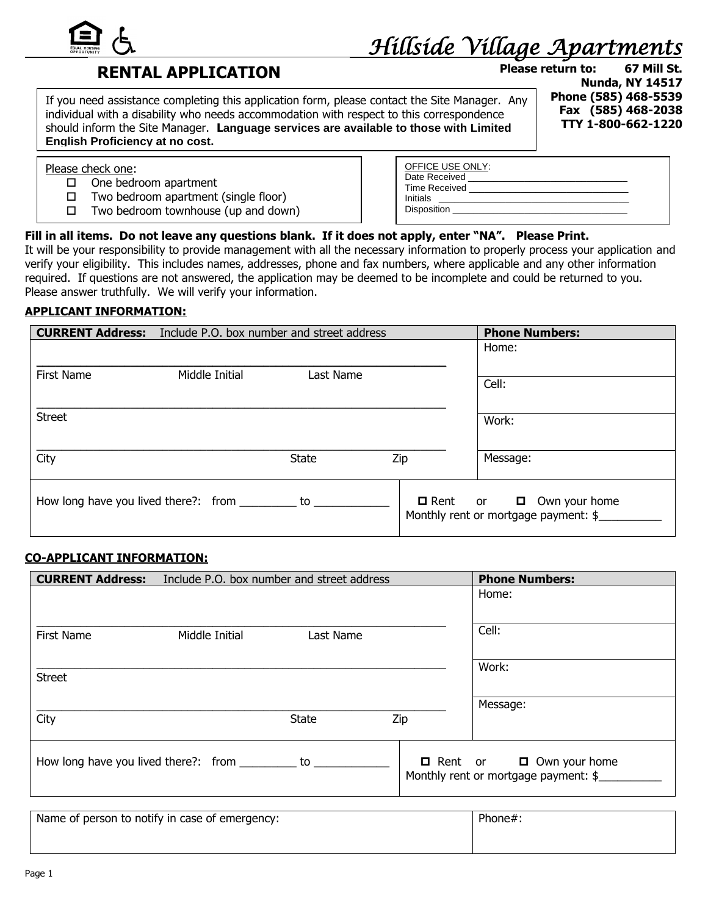# Hillside Village Apartments

## RENTAL APPLICATION

**Please return to: 67 Mill St.**
**Nunda, NY 14517**
**Phone (585) 468-5539**
**Fax (585) 468-2038**
**TTY 1-800-662-1220**

If you need assistance completing this application form, please contact the Site Manager. Any individual with a disability who needs accommodation with respect to this correspondence should inform the Site Manager. **Language services are available to those with Limited English Proficiency at no cost.**

Please check one:

- ☐ One bedroom apartment
- ☐ Two bedroom apartment (single floor)
- ☐ Two bedroom townhouse (up and down)

OFFICE USE ONLY:
Date Received ____________________________
Time Received ____________________________
Initials ____________________________
Disposition ____________________________

**Fill in all items. Do not leave any questions blank. If it does not apply, enter "NA". Please Print.**
It will be your responsibility to provide management with all the necessary information to properly process your application and verify your eligibility. This includes names, addresses, phone and fax numbers, where applicable and any other information required. If questions are not answered, the application may be deemed to be incomplete and could be returned to you. Please answer truthfully. We will verify your information.

### APPLICANT INFORMATION:

| **CURRENT Address:** Include P.O. box number and street address | **Phone Numbers:** |
|---|---|
| First Name ______ Middle Initial ______ Last Name ______ | Home: |
| Street ______ | Cell: |
| City ______ State ______ Zip ______ | Work: |
| | Message: |
| How long have you lived there?: from _________ to ____________ | ☐ Rent or ☐ Own your home<br>Monthly rent or mortgage payment: $__________ |

### CO-APPLICANT INFORMATION:

| **CURRENT Address:** Include P.O. box number and street address | **Phone Numbers:** |
|---|---|
| First Name ______ Middle Initial ______ Last Name ______ | Home: |
| Street ______ | Cell: |
| City ______ State ______ Zip ______ | Work: |
| | Message: |
| How long have you lived there?: from _________ to ____________ | ☐ Rent or ☐ Own your home<br>Monthly rent or mortgage payment: $__________ |

| Name of person to notify in case of emergency: | Phone#: |
|---|---|
| | |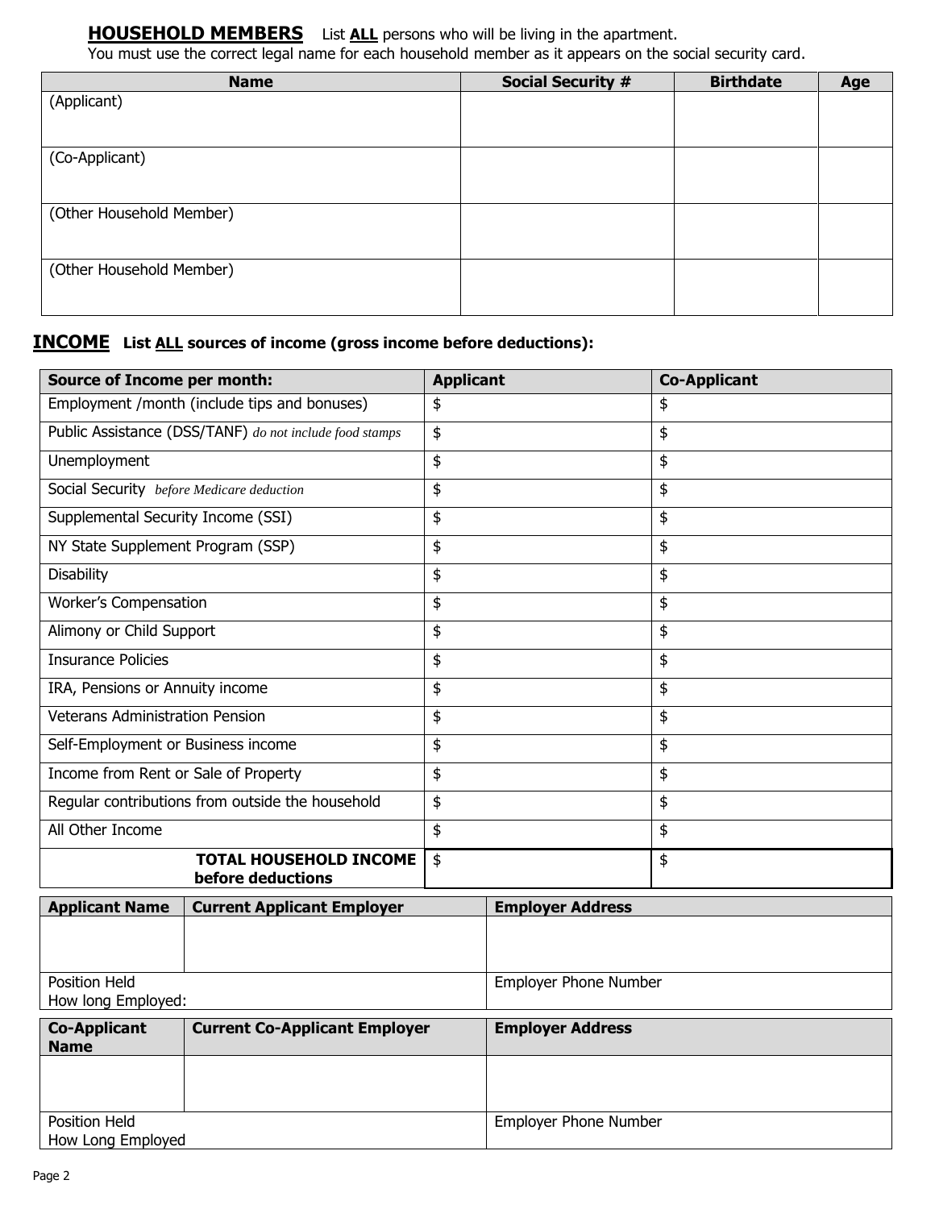## **HOUSEHOLD MEMBERS** List **ALL** persons who will be living in the apartment.

You must use the correct legal name for each household member as it appears on the social security card.

| Name | Social Security # | Birthdate | Age |
|---|---|---|---|
| (Applicant) | | | |
| (Co-Applicant) | | | |
| (Other Household Member) | | | |
| (Other Household Member) | | | |

## **INCOME** List **ALL** sources of income (gross income before deductions):

| Source of Income per month: | Applicant | Co-Applicant |
|---|---|---|
| Employment /month (include tips and bonuses) | $ | $ |
| Public Assistance (DSS/TANF) *do not include food stamps* | $ | $ |
| Unemployment | $ | $ |
| Social Security *before Medicare deduction* | $ | $ |
| Supplemental Security Income (SSI) | $ | $ |
| NY State Supplement Program (SSP) | $ | $ |
| Disability | $ | $ |
| Worker's Compensation | $ | $ |
| Alimony or Child Support | $ | $ |
| Insurance Policies | $ | $ |
| IRA, Pensions or Annuity income | $ | $ |
| Veterans Administration Pension | $ | $ |
| Self-Employment or Business income | $ | $ |
| Income from Rent or Sale of Property | $ | $ |
| Regular contributions from outside the household | $ | $ |
| All Other Income | $ | $ |
| **TOTAL HOUSEHOLD INCOME before deductions** | $ | $ |

| Applicant Name | Current Applicant Employer | Employer Address |
|---|---|---|
| | | |
| Position Held<br>How long Employed: | | Employer Phone Number |

| Co-Applicant Name | Current Co-Applicant Employer | Employer Address |
|---|---|---|
| | | |
| Position Held<br>How Long Employed | | Employer Phone Number |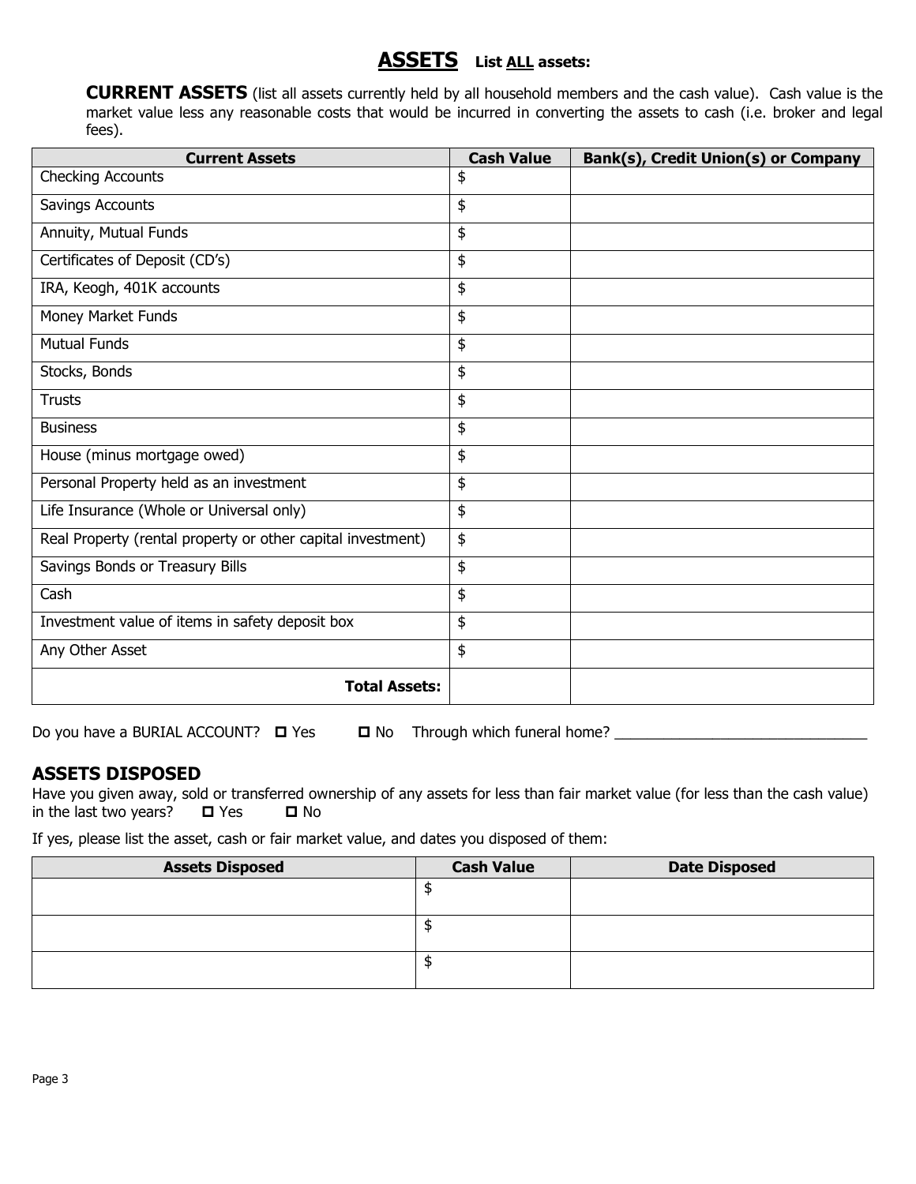# ASSETS List ALL assets:

**CURRENT ASSETS** (list all assets currently held by all household members and the cash value). Cash value is the market value less any reasonable costs that would be incurred in converting the assets to cash (i.e. broker and legal fees).

| Current Assets | Cash Value | Bank(s), Credit Union(s) or Company |
|---|---|---|
| Checking Accounts | $ | |
| Savings Accounts | $ | |
| Annuity, Mutual Funds | $ | |
| Certificates of Deposit (CD's) | $ | |
| IRA, Keogh, 401K accounts | $ | |
| Money Market Funds | $ | |
| Mutual Funds | $ | |
| Stocks, Bonds | $ | |
| Trusts | $ | |
| Business | $ | |
| House (minus mortgage owed) | $ | |
| Personal Property held as an investment | $ | |
| Life Insurance (Whole or Universal only) | $ | |
| Real Property (rental property or other capital investment) | $ | |
| Savings Bonds or Treasury Bills | $ | |
| Cash | $ | |
| Investment value of items in safety deposit box | $ | |
| Any Other Asset | $ | |
| **Total Assets:** | | |

Do you have a BURIAL ACCOUNT? ☐ Yes ☐ No Through which funeral home? _______________________________

## ASSETS DISPOSED

Have you given away, sold or transferred ownership of any assets for less than fair market value (for less than the cash value) in the last two years? ☐ Yes ☐ No

If yes, please list the asset, cash or fair market value, and dates you disposed of them:

| Assets Disposed | Cash Value | Date Disposed |
|---|---|---|
| | $ | |
| | $ | |
| | $ | |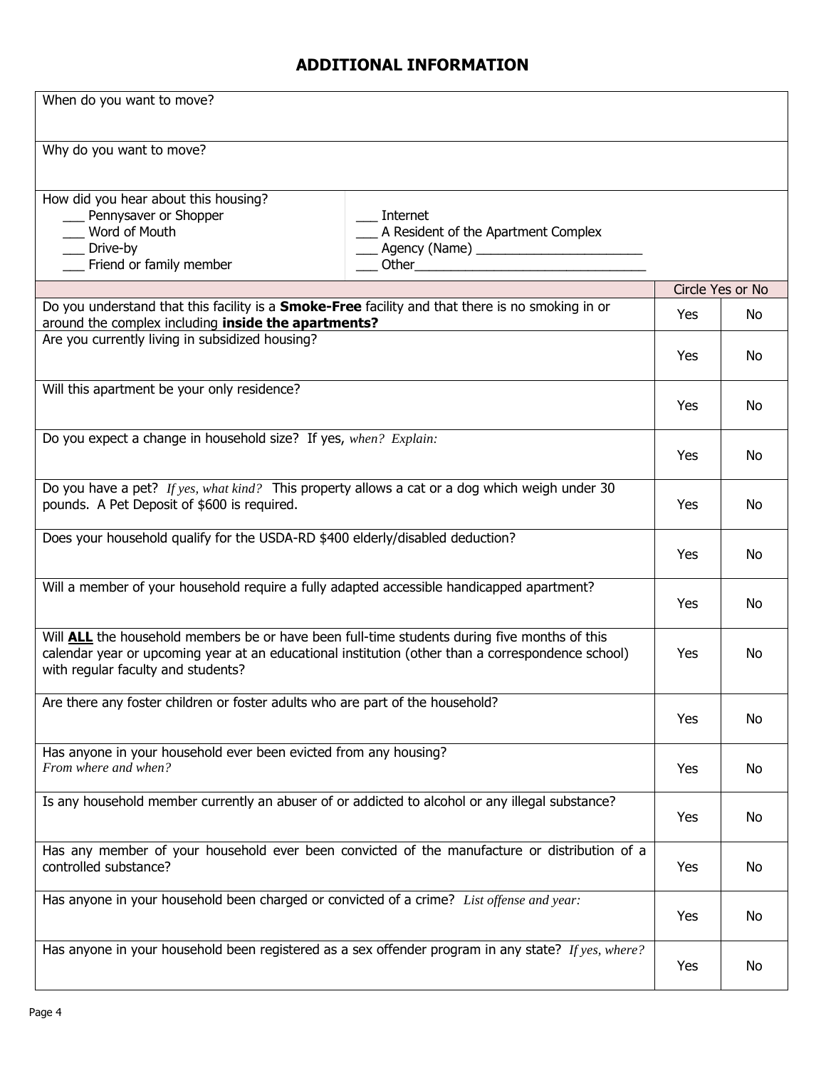## ADDITIONAL INFORMATION

When do you want to move?

Why do you want to move?

How did you hear about this housing?

| | |
|---|---|
| ___ Pennysaver or Shopper | ___ Internet |
| ___ Word of Mouth | ___ A Resident of the Apartment Complex |
| ___ Drive-by | ___ Agency (Name) ________________________ |
| ___ Friend or family member | ___ Other__________________________________ |

| | Circle Yes or No | |
|---|---|---|
| Do you understand that this facility is a **Smoke-Free** facility and that there is no smoking in or around the complex including **inside the apartments?** | Yes | No |
| Are you currently living in subsidized housing? | Yes | No |
| Will this apartment be your only residence? | Yes | No |
| Do you expect a change in household size? If yes, *when? Explain:* | Yes | No |
| Do you have a pet? *If yes, what kind?* This property allows a cat or a dog which weigh under 30 pounds. A Pet Deposit of $600 is required. | Yes | No |
| Does your household qualify for the USDA-RD $400 elderly/disabled deduction? | Yes | No |
| Will a member of your household require a fully adapted accessible handicapped apartment? | Yes | No |
| Will **ALL** the household members be or have been full-time students during five months of this calendar year or upcoming year at an educational institution (other than a correspondence school) with regular faculty and students? | Yes | No |
| Are there any foster children or foster adults who are part of the household? | Yes | No |
| Has anyone in your household ever been evicted from any housing? *From where and when?* | Yes | No |
| Is any household member currently an abuser of or addicted to alcohol or any illegal substance? | Yes | No |
| Has any member of your household ever been convicted of the manufacture or distribution of a controlled substance? | Yes | No |
| Has anyone in your household been charged or convicted of a crime? *List offense and year:* | Yes | No |
| Has anyone in your household been registered as a sex offender program in any state? *If yes, where?* | Yes | No |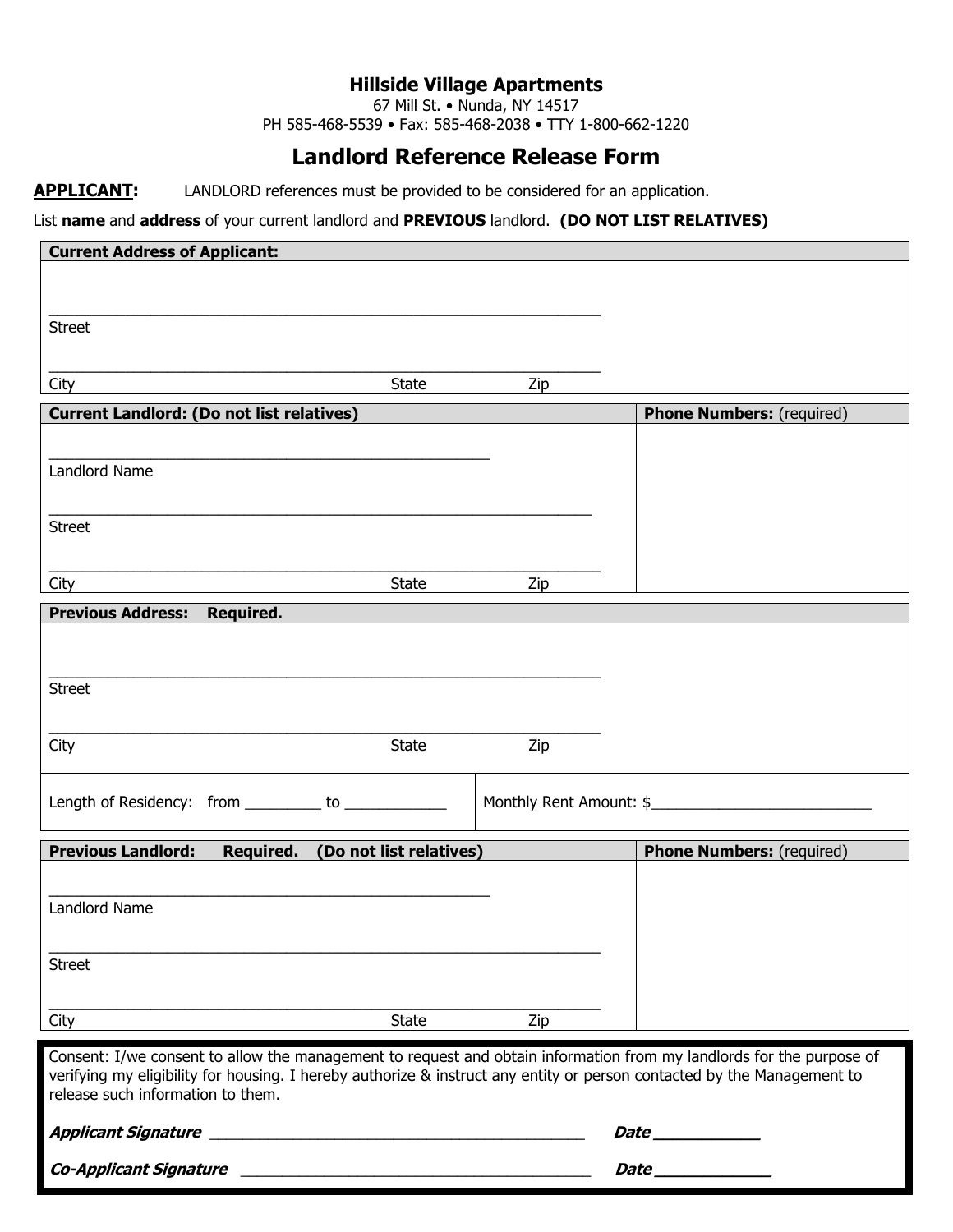## Hillside Village Apartments

67 Mill St. • Nunda, NY 14517
PH 585-468-5539 • Fax: 585-468-2038 • TTY 1-800-662-1220

# Landlord Reference Release Form

**APPLICANT:** LANDLORD references must be provided to be considered for an application.

List **name** and **address** of your current landlord and **PREVIOUS** landlord. **(DO NOT LIST RELATIVES)**

**Current Address of Applicant:**

_______________________________________________
Street

_______________________________________________
City State Zip

| **Current Landlord: (Do not list relatives)** | **Phone Numbers:** (required) |
|---|---|
| _______________________________________<br>Landlord Name<br><br>_______________________________________________<br>Street<br><br>_______________________________________________<br>City State Zip | |

**Previous Address: Required.**

_______________________________________________
Street

_______________________________________________
City State Zip

| Length of Residency: from _________ to ____________ | Monthly Rent Amount: $__________________________ |
|---|---|

| **Previous Landlord: Required. (Do not list relatives)** | **Phone Numbers:** (required) |
|---|---|
| _______________________________________<br>Landlord Name<br><br>_______________________________________________<br>Street<br><br>_______________________________________________<br>City State Zip | |

Consent: I/we consent to allow the management to request and obtain information from my landlords for the purpose of verifying my eligibility for housing. I hereby authorize & instruct any entity or person contacted by the Management to release such information to them.

***Applicant Signature*** ___________________________________________ ***Date*** ___________

***Co-Applicant Signature*** _________________________________________ ***Date*** ____________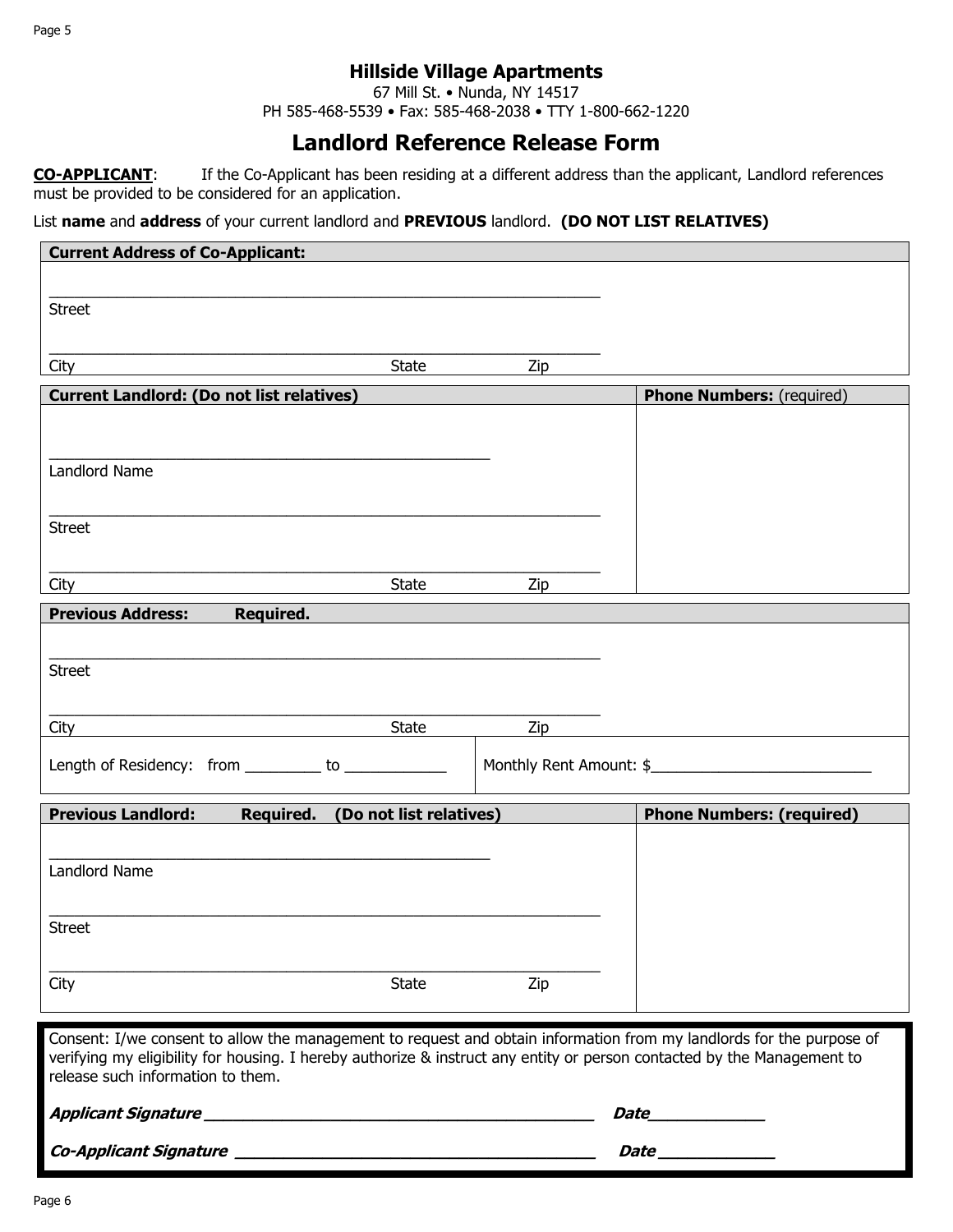# Hillside Village Apartments

67 Mill St. • Nunda, NY 14517
PH 585-468-5539 • Fax: 585-468-2038 • TTY 1-800-662-1220

## Landlord Reference Release Form

**CO-APPLICANT**: If the Co-Applicant has been residing at a different address than the applicant, Landlord references must be provided to be considered for an application.

List **name** and **address** of your current landlord and **PREVIOUS** landlord. **(DO NOT LIST RELATIVES)**

**Current Address of Co-Applicant:**

___________________________________________
Street

___________________________________________
City State Zip

| **Current Landlord: (Do not list relatives)** | **Phone Numbers:** (required) |
|---|---|
| ___________________________________ <br> Landlord Name <br><br> ___________________________________________ <br> Street <br><br> ___________________________________________ <br> City State Zip | |

**Previous Address: Required.**

___________________________________________
Street

___________________________________________
City State Zip

| Length of Residency: from _________ to ____________ | Monthly Rent Amount: $__________________________ |
|---|---|

| **Previous Landlord: Required. (Do not list relatives)** | **Phone Numbers: (required)** |
|---|---|
| ___________________________________ <br> Landlord Name <br><br> ___________________________________________ <br> Street <br><br> ___________________________________________ <br> City State Zip | |

Consent: I/we consent to allow the management to request and obtain information from my landlords for the purpose of verifying my eligibility for housing. I hereby authorize & instruct any entity or person contacted by the Management to release such information to them.

***Applicant Signature*** ___________________________________________ ***Date***____________

***Co-Applicant Signature*** ________________________________________ ***Date*** ____________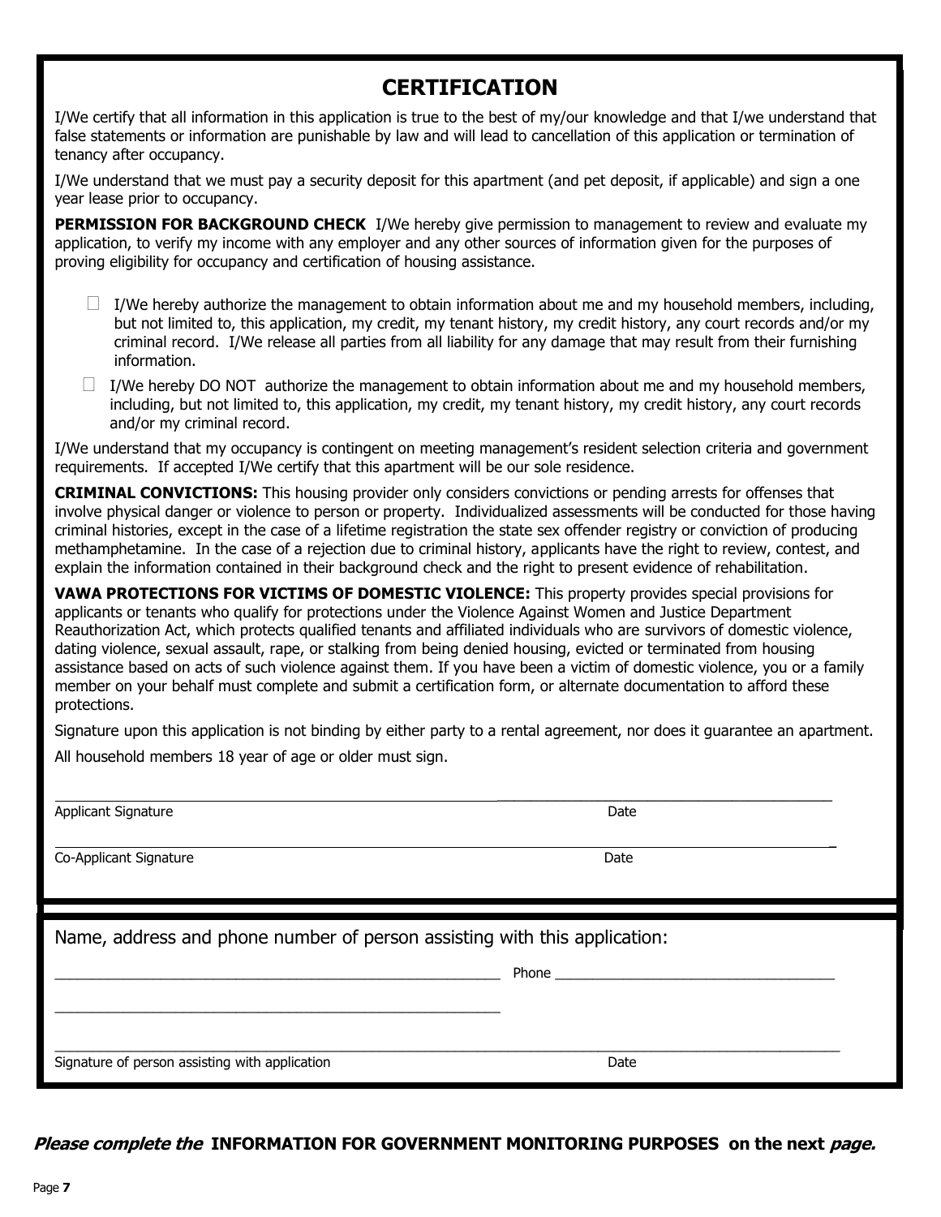# CERTIFICATION

I/We certify that all information in this application is true to the best of my/our knowledge and that I/we understand that false statements or information are punishable by law and will lead to cancellation of this application or termination of tenancy after occupancy.

I/We understand that we must pay a security deposit for this apartment (and pet deposit, if applicable) and sign a one year lease prior to occupancy.

**PERMISSION FOR BACKGROUND CHECK** I/We hereby give permission to management to review and evaluate my application, to verify my income with any employer and any other sources of information given for the purposes of proving eligibility for occupancy and certification of housing assistance.

- ☐ I/We hereby authorize the management to obtain information about me and my household members, including, but not limited to, this application, my credit, my tenant history, my credit history, any court records and/or my criminal record. I/We release all parties from all liability for any damage that may result from their furnishing information.
- ☐ I/We hereby DO NOT authorize the management to obtain information about me and my household members, including, but not limited to, this application, my credit, my tenant history, my credit history, any court records and/or my criminal record.

I/We understand that my occupancy is contingent on meeting management's resident selection criteria and government requirements. If accepted I/We certify that this apartment will be our sole residence.

**CRIMINAL CONVICTIONS:** This housing provider only considers convictions or pending arrests for offenses that involve physical danger or violence to person or property. Individualized assessments will be conducted for those having criminal histories, except in the case of a lifetime registration the state sex offender registry or conviction of producing methamphetamine. In the case of a rejection due to criminal history, applicants have the right to review, contest, and explain the information contained in their background check and the right to present evidence of rehabilitation.

**VAWA PROTECTIONS FOR VICTIMS OF DOMESTIC VIOLENCE:** This property provides special provisions for applicants or tenants who qualify for protections under the Violence Against Women and Justice Department Reauthorization Act, which protects qualified tenants and affiliated individuals who are survivors of domestic violence, dating violence, sexual assault, rape, or stalking from being denied housing, evicted or terminated from housing assistance based on acts of such violence against them. If you have been a victim of domestic violence, you or a family member on your behalf must complete and submit a certification form, or alternate documentation to afford these protections.

Signature upon this application is not binding by either party to a rental agreement, nor does it guarantee an apartment.

All household members 18 year of age or older must sign.

_______________________________________________ _______________________________

Applicant Signature Date

_______________________________________________ _______________________________

Co-Applicant Signature Date

Name, address and phone number of person assisting with this application:

_______________________________________________ Phone _______________________________

_______________________________________________

_______________________________________________ _______________________________

Signature of person assisting with application Date

***Please complete the* INFORMATION FOR GOVERNMENT MONITORING PURPOSES *on the next page.***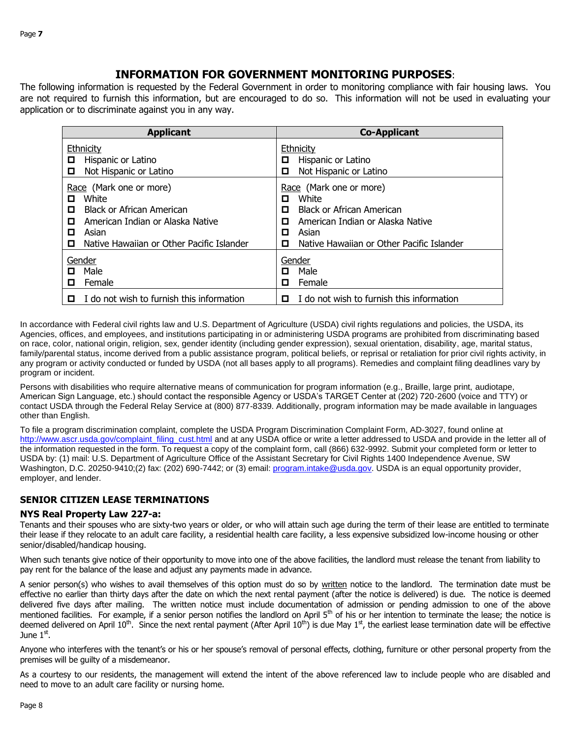## INFORMATION FOR GOVERNMENT MONITORING PURPOSES:

The following information is requested by the Federal Government in order to monitoring compliance with fair housing laws. You are not required to furnish this information, but are encouraged to do so. This information will not be used in evaluating your application or to discriminate against you in any way.

| Applicant | Co-Applicant |
|---|---|
| Ethnicity<br>☐ Hispanic or Latino<br>☐ Not Hispanic or Latino | Ethnicity<br>☐ Hispanic or Latino<br>☐ Not Hispanic or Latino |
| Race (Mark one or more)<br>☐ White<br>☐ Black or African American<br>☐ American Indian or Alaska Native<br>☐ Asian<br>☐ Native Hawaiian or Other Pacific Islander | Race (Mark one or more)<br>☐ White<br>☐ Black or African American<br>☐ American Indian or Alaska Native<br>☐ Asian<br>☐ Native Hawaiian or Other Pacific Islander |
| Gender<br>☐ Male<br>☐ Female | Gender<br>☐ Male<br>☐ Female |
| ☐ I do not wish to furnish this information | ☐ I do not wish to furnish this information |

In accordance with Federal civil rights law and U.S. Department of Agriculture (USDA) civil rights regulations and policies, the USDA, its Agencies, offices, and employees, and institutions participating in or administering USDA programs are prohibited from discriminating based on race, color, national origin, religion, sex, gender identity (including gender expression), sexual orientation, disability, age, marital status, family/parental status, income derived from a public assistance program, political beliefs, or reprisal or retaliation for prior civil rights activity, in any program or activity conducted or funded by USDA (not all bases apply to all programs). Remedies and complaint filing deadlines vary by program or incident.

Persons with disabilities who require alternative means of communication for program information (e.g., Braille, large print, audiotape, American Sign Language, etc.) should contact the responsible Agency or USDA's TARGET Center at (202) 720-2600 (voice and TTY) or contact USDA through the Federal Relay Service at (800) 877-8339. Additionally, program information may be made available in languages other than English.

To file a program discrimination complaint, complete the USDA Program Discrimination Complaint Form, AD-3027, found online at http://www.ascr.usda.gov/complaint_filing_cust.html and at any USDA office or write a letter addressed to USDA and provide in the letter all of the information requested in the form. To request a copy of the complaint form, call (866) 632-9992. Submit your completed form or letter to USDA by: (1) mail: U.S. Department of Agriculture Office of the Assistant Secretary for Civil Rights 1400 Independence Avenue, SW Washington, D.C. 20250-9410;(2) fax: (202) 690-7442; or (3) email: program.intake@usda.gov. USDA is an equal opportunity provider, employer, and lender.

### SENIOR CITIZEN LEASE TERMINATIONS

#### NYS Real Property Law 227-a:

Tenants and their spouses who are sixty-two years or older, or who will attain such age during the term of their lease are entitled to terminate their lease if they relocate to an adult care facility, a residential health care facility, a less expensive subsidized low-income housing or other senior/disabled/handicap housing.

When such tenants give notice of their opportunity to move into one of the above facilities, the landlord must release the tenant from liability to pay rent for the balance of the lease and adjust any payments made in advance.

A senior person(s) who wishes to avail themselves of this option must do so by written notice to the landlord. The termination date must be effective no earlier than thirty days after the date on which the next rental payment (after the notice is delivered) is due. The notice is deemed delivered five days after mailing. The written notice must include documentation of admission or pending admission to one of the above mentioned facilities. For example, if a senior person notifies the landlord on April 5th of his or her intention to terminate the lease; the notice is deemed delivered on April 10th. Since the next rental payment (After April 10th) is due May 1st, the earliest lease termination date will be effective June 1st.

Anyone who interferes with the tenant's or his or her spouse's removal of personal effects, clothing, furniture or other personal property from the premises will be guilty of a misdemeanor.

As a courtesy to our residents, the management will extend the intent of the above referenced law to include people who are disabled and need to move to an adult care facility or nursing home.